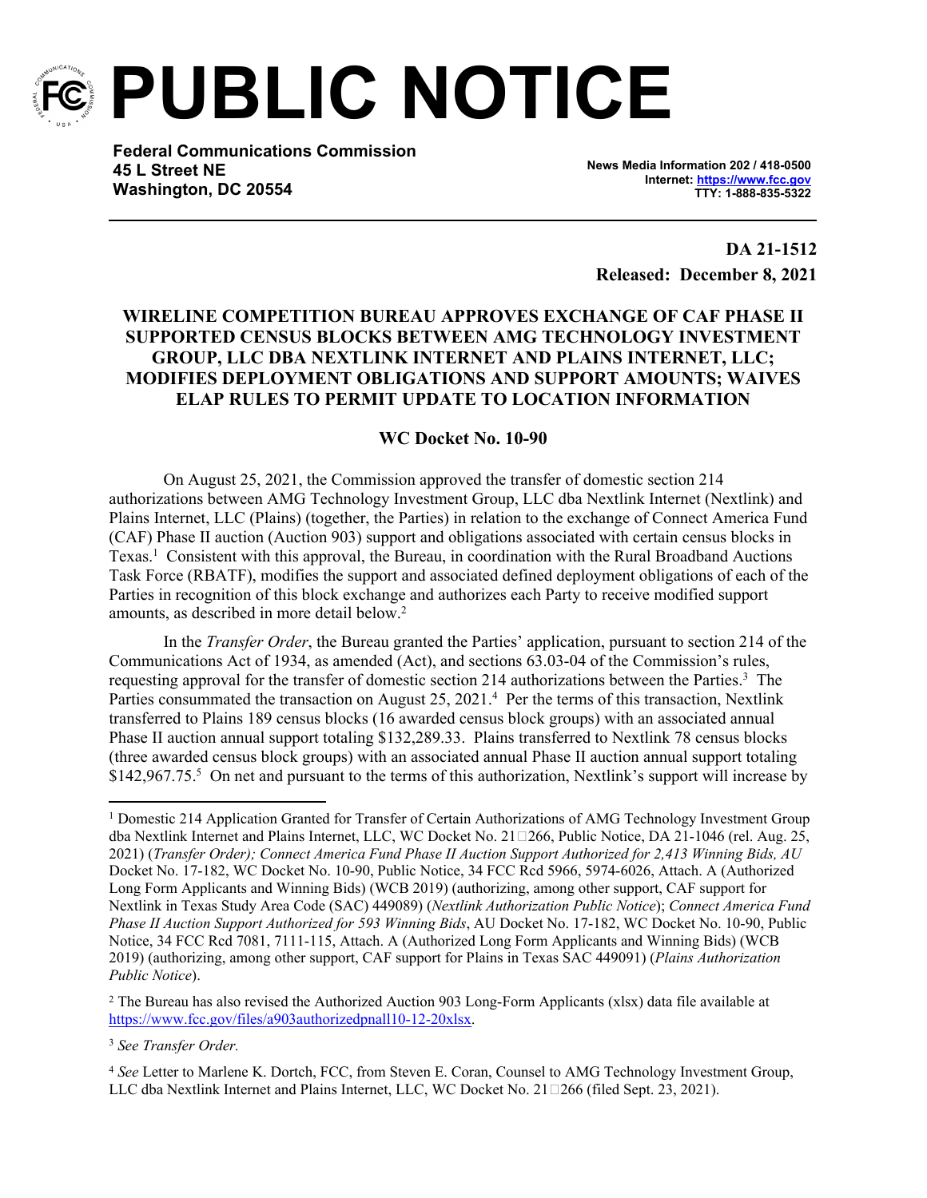# PUBLIC NOTICE

**Federal Communications Commission**
**45 L Street NE**
**Washington, DC 20554**

**News Media Information 202 / 418-0500**
**Internet: https://www.fcc.gov**
**TTY: 1-888-835-5322**

**DA 21-1512**
**Released: December 8, 2021**

## WIRELINE COMPETITION BUREAU APPROVES EXCHANGE OF CAF PHASE II SUPPORTED CENSUS BLOCKS BETWEEN AMG TECHNOLOGY INVESTMENT GROUP, LLC DBA NEXTLINK INTERNET AND PLAINS INTERNET, LLC; MODIFIES DEPLOYMENT OBLIGATIONS AND SUPPORT AMOUNTS; WAIVES ELAP RULES TO PERMIT UPDATE TO LOCATION INFORMATION

### WC Docket No. 10-90

On August 25, 2021, the Commission approved the transfer of domestic section 214 authorizations between AMG Technology Investment Group, LLC dba Nextlink Internet (Nextlink) and Plains Internet, LLC (Plains) (together, the Parties) in relation to the exchange of Connect America Fund (CAF) Phase II auction (Auction 903) support and obligations associated with certain census blocks in Texas.[1] Consistent with this approval, the Bureau, in coordination with the Rural Broadband Auctions Task Force (RBATF), modifies the support and associated defined deployment obligations of each of the Parties in recognition of this block exchange and authorizes each Party to receive modified support amounts, as described in more detail below.[2]

In the *Transfer Order*, the Bureau granted the Parties' application, pursuant to section 214 of the Communications Act of 1934, as amended (Act), and sections 63.03-04 of the Commission's rules, requesting approval for the transfer of domestic section 214 authorizations between the Parties.[3] The Parties consummated the transaction on August 25, 2021.[4] Per the terms of this transaction, Nextlink transferred to Plains 189 census blocks (16 awarded census block groups) with an associated annual Phase II auction annual support totaling $132,289.33. Plains transferred to Nextlink 78 census blocks (three awarded census block groups) with an associated annual Phase II auction annual support totaling $142,967.75.[5] On net and pursuant to the terms of this authorization, Nextlink's support will increase by

---

[1] Domestic 214 Application Granted for Transfer of Certain Authorizations of AMG Technology Investment Group dba Nextlink Internet and Plains Internet, LLC, WC Docket No. 21-266, Public Notice, DA 21-1046 (rel. Aug. 25, 2021) (*Transfer Order); Connect America Fund Phase II Auction Support Authorized for 2,413 Winning Bids, AU* Docket No. 17-182, WC Docket No. 10-90, Public Notice, 34 FCC Rcd 5966, 5974-6026, Attach. A (Authorized Long Form Applicants and Winning Bids) (WCB 2019) (authorizing, among other support, CAF support for Nextlink in Texas Study Area Code (SAC) 449089) (*Nextlink Authorization Public Notice*); *Connect America Fund Phase II Auction Support Authorized for 593 Winning Bids*, AU Docket No. 17-182, WC Docket No. 10-90, Public Notice, 34 FCC Rcd 7081, 7111-115, Attach. A (Authorized Long Form Applicants and Winning Bids) (WCB 2019) (authorizing, among other support, CAF support for Plains in Texas SAC 449091) (*Plains Authorization Public Notice*).

[2] The Bureau has also revised the Authorized Auction 903 Long-Form Applicants (xlsx) data file available at https://www.fcc.gov/files/a903authorizedpnall10-12-20xlsx.

[3] *See Transfer Order.*

[4] *See* Letter to Marlene K. Dortch, FCC, from Steven E. Coran, Counsel to AMG Technology Investment Group, LLC dba Nextlink Internet and Plains Internet, LLC, WC Docket No. 21-266 (filed Sept. 23, 2021).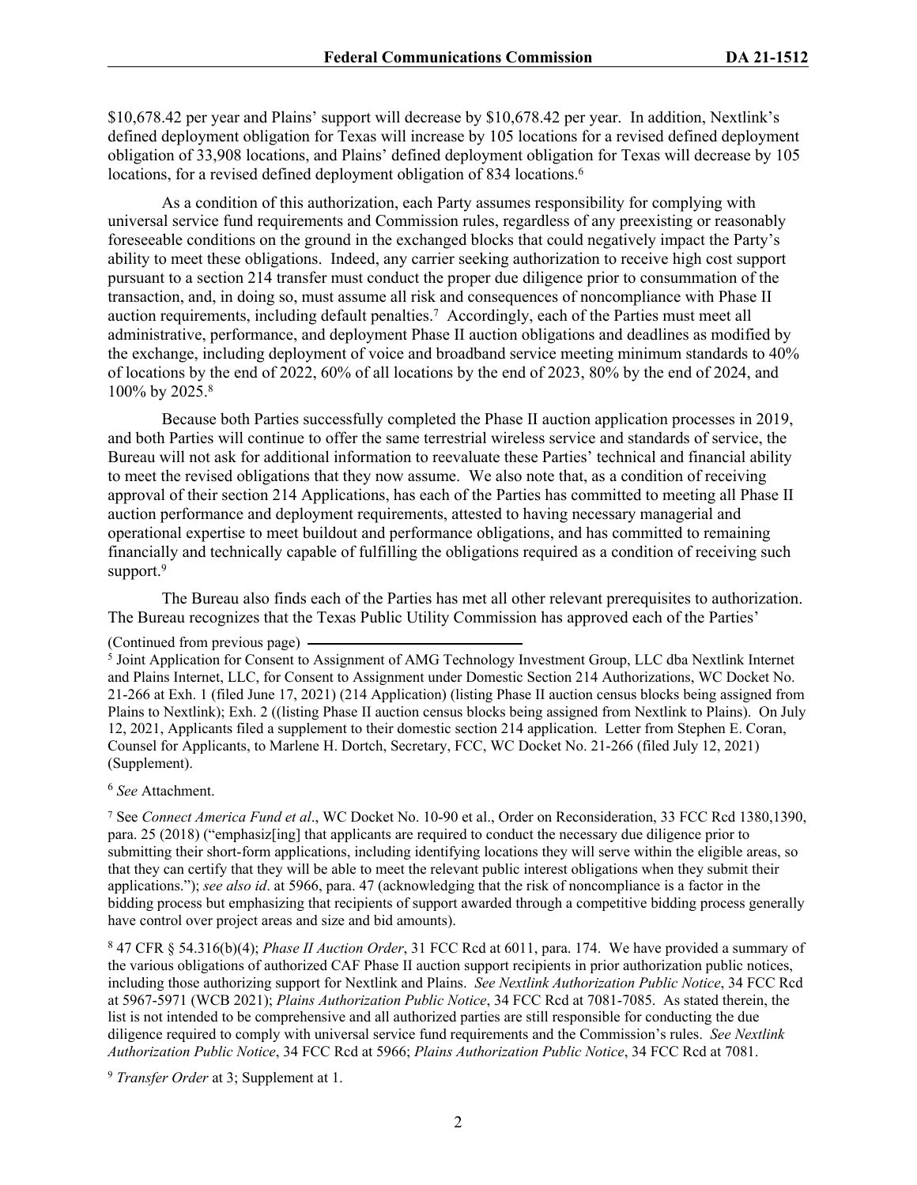$10,678.42 per year and Plains' support will decrease by $10,678.42 per year. In addition, Nextlink's defined deployment obligation for Texas will increase by 105 locations for a revised defined deployment obligation of 33,908 locations, and Plains' defined deployment obligation for Texas will decrease by 105 locations, for a revised defined deployment obligation of 834 locations.[6]

As a condition of this authorization, each Party assumes responsibility for complying with universal service fund requirements and Commission rules, regardless of any preexisting or reasonably foreseeable conditions on the ground in the exchanged blocks that could negatively impact the Party's ability to meet these obligations. Indeed, any carrier seeking authorization to receive high cost support pursuant to a section 214 transfer must conduct the proper due diligence prior to consummation of the transaction, and, in doing so, must assume all risk and consequences of noncompliance with Phase II auction requirements, including default penalties.[7] Accordingly, each of the Parties must meet all administrative, performance, and deployment Phase II auction obligations and deadlines as modified by the exchange, including deployment of voice and broadband service meeting minimum standards to 40% of locations by the end of 2022, 60% of all locations by the end of 2023, 80% by the end of 2024, and 100% by 2025.[8]

Because both Parties successfully completed the Phase II auction application processes in 2019, and both Parties will continue to offer the same terrestrial wireless service and standards of service, the Bureau will not ask for additional information to reevaluate these Parties' technical and financial ability to meet the revised obligations that they now assume. We also note that, as a condition of receiving approval of their section 214 Applications, has each of the Parties has committed to meeting all Phase II auction performance and deployment requirements, attested to having necessary managerial and operational expertise to meet buildout and performance obligations, and has committed to remaining financially and technically capable of fulfilling the obligations required as a condition of receiving such support.[9]

The Bureau also finds each of the Parties has met all other relevant prerequisites to authorization. The Bureau recognizes that the Texas Public Utility Commission has approved each of the Parties'

(Continued from previous page)

[5] Joint Application for Consent to Assignment of AMG Technology Investment Group, LLC dba Nextlink Internet and Plains Internet, LLC, for Consent to Assignment under Domestic Section 214 Authorizations, WC Docket No. 21-266 at Exh. 1 (filed June 17, 2021) (214 Application) (listing Phase II auction census blocks being assigned from Plains to Nextlink); Exh. 2 ((listing Phase II auction census blocks being assigned from Nextlink to Plains). On July 12, 2021, Applicants filed a supplement to their domestic section 214 application. Letter from Stephen E. Coran, Counsel for Applicants, to Marlene H. Dortch, Secretary, FCC, WC Docket No. 21-266 (filed July 12, 2021) (Supplement).

[6] *See* Attachment.

[7] See *Connect America Fund et al*., WC Docket No. 10-90 et al., Order on Reconsideration, 33 FCC Rcd 1380,1390, para. 25 (2018) ("emphasiz[ing] that applicants are required to conduct the necessary due diligence prior to submitting their short-form applications, including identifying locations they will serve within the eligible areas, so that they can certify that they will be able to meet the relevant public interest obligations when they submit their applications."); *see also id*. at 5966, para. 47 (acknowledging that the risk of noncompliance is a factor in the bidding process but emphasizing that recipients of support awarded through a competitive bidding process generally have control over project areas and size and bid amounts).

[8] 47 CFR § 54.316(b)(4); *Phase II Auction Order*, 31 FCC Rcd at 6011, para. 174. We have provided a summary of the various obligations of authorized CAF Phase II auction support recipients in prior authorization public notices, including those authorizing support for Nextlink and Plains. *See Nextlink Authorization Public Notice*, 34 FCC Rcd at 5967-5971 (WCB 2021); *Plains Authorization Public Notice*, 34 FCC Rcd at 7081-7085. As stated therein, the list is not intended to be comprehensive and all authorized parties are still responsible for conducting the due diligence required to comply with universal service fund requirements and the Commission's rules. *See Nextlink Authorization Public Notice*, 34 FCC Rcd at 5966; *Plains Authorization Public Notice*, 34 FCC Rcd at 7081.

[9] *Transfer Order* at 3; Supplement at 1.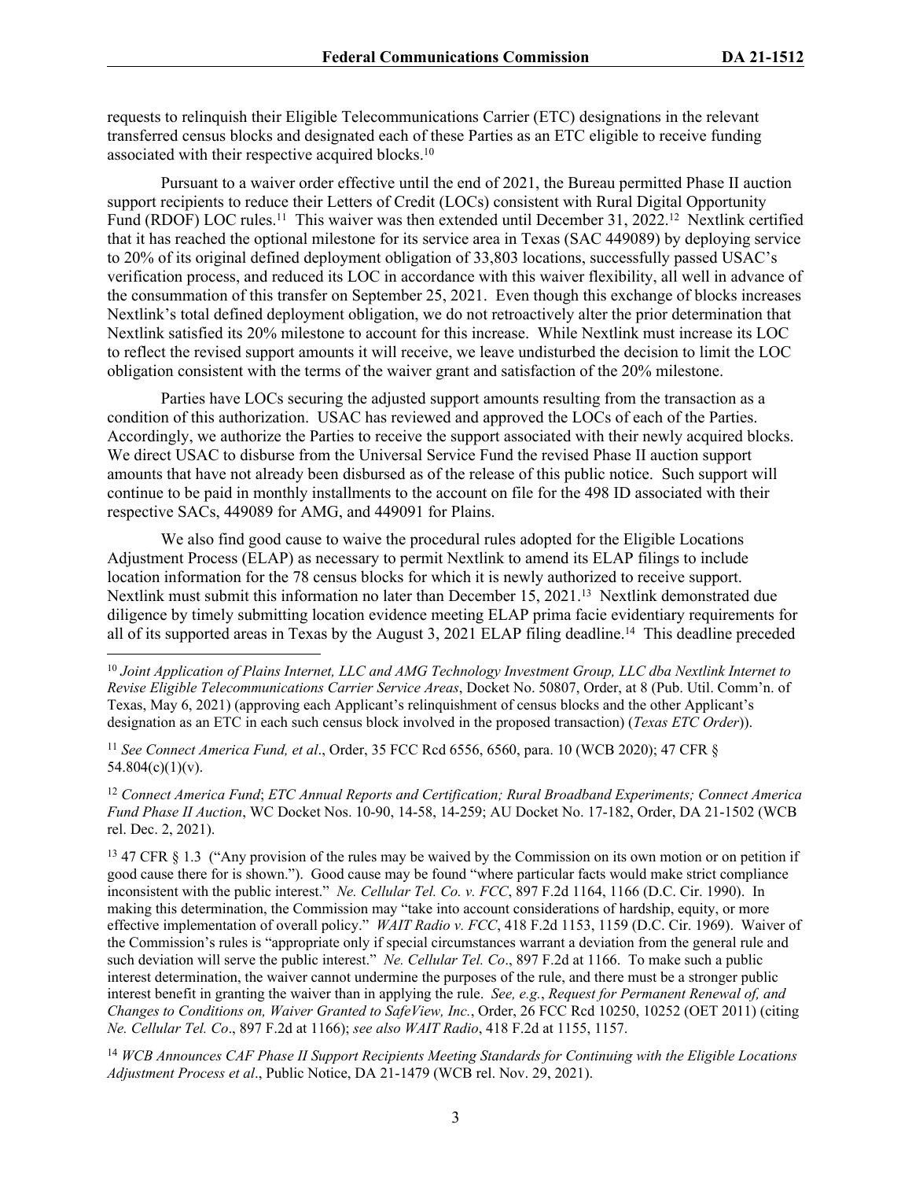requests to relinquish their Eligible Telecommunications Carrier (ETC) designations in the relevant transferred census blocks and designated each of these Parties as an ETC eligible to receive funding associated with their respective acquired blocks.[10]

Pursuant to a waiver order effective until the end of 2021, the Bureau permitted Phase II auction support recipients to reduce their Letters of Credit (LOCs) consistent with Rural Digital Opportunity Fund (RDOF) LOC rules.[11] This waiver was then extended until December 31, 2022.[12] Nextlink certified that it has reached the optional milestone for its service area in Texas (SAC 449089) by deploying service to 20% of its original defined deployment obligation of 33,803 locations, successfully passed USAC's verification process, and reduced its LOC in accordance with this waiver flexibility, all well in advance of the consummation of this transfer on September 25, 2021. Even though this exchange of blocks increases Nextlink's total defined deployment obligation, we do not retroactively alter the prior determination that Nextlink satisfied its 20% milestone to account for this increase. While Nextlink must increase its LOC to reflect the revised support amounts it will receive, we leave undisturbed the decision to limit the LOC obligation consistent with the terms of the waiver grant and satisfaction of the 20% milestone.

Parties have LOCs securing the adjusted support amounts resulting from the transaction as a condition of this authorization. USAC has reviewed and approved the LOCs of each of the Parties. Accordingly, we authorize the Parties to receive the support associated with their newly acquired blocks. We direct USAC to disburse from the Universal Service Fund the revised Phase II auction support amounts that have not already been disbursed as of the release of this public notice. Such support will continue to be paid in monthly installments to the account on file for the 498 ID associated with their respective SACs, 449089 for AMG, and 449091 for Plains.

We also find good cause to waive the procedural rules adopted for the Eligible Locations Adjustment Process (ELAP) as necessary to permit Nextlink to amend its ELAP filings to include location information for the 78 census blocks for which it is newly authorized to receive support. Nextlink must submit this information no later than December 15, 2021.[13] Nextlink demonstrated due diligence by timely submitting location evidence meeting ELAP prima facie evidentiary requirements for all of its supported areas in Texas by the August 3, 2021 ELAP filing deadline.[14] This deadline preceded

---

[10] *Joint Application of Plains Internet, LLC and AMG Technology Investment Group, LLC dba Nextlink Internet to Revise Eligible Telecommunications Carrier Service Areas*, Docket No. 50807, Order, at 8 (Pub. Util. Comm'n. of Texas, May 6, 2021) (approving each Applicant's relinquishment of census blocks and the other Applicant's designation as an ETC in each such census block involved in the proposed transaction) (*Texas ETC Order*)).

[11] *See Connect America Fund, et al*., Order, 35 FCC Rcd 6556, 6560, para. 10 (WCB 2020); 47 CFR § 54.804(c)(1)(v).

[12] *Connect America Fund*; *ETC Annual Reports and Certification; Rural Broadband Experiments; Connect America Fund Phase II Auction*, WC Docket Nos. 10-90, 14-58, 14-259; AU Docket No. 17-182, Order, DA 21-1502 (WCB rel. Dec. 2, 2021).

[13] 47 CFR § 1.3 ("Any provision of the rules may be waived by the Commission on its own motion or on petition if good cause there for is shown."). Good cause may be found "where particular facts would make strict compliance inconsistent with the public interest." *Ne. Cellular Tel. Co. v. FCC*, 897 F.2d 1164, 1166 (D.C. Cir. 1990). In making this determination, the Commission may "take into account considerations of hardship, equity, or more effective implementation of overall policy." *WAIT Radio v. FCC*, 418 F.2d 1153, 1159 (D.C. Cir. 1969). Waiver of the Commission's rules is "appropriate only if special circumstances warrant a deviation from the general rule and such deviation will serve the public interest." *Ne. Cellular Tel. Co*., 897 F.2d at 1166. To make such a public interest determination, the waiver cannot undermine the purposes of the rule, and there must be a stronger public interest benefit in granting the waiver than in applying the rule. *See, e.g.*, *Request for Permanent Renewal of, and Changes to Conditions on, Waiver Granted to SafeView, Inc.*, Order, 26 FCC Rcd 10250, 10252 (OET 2011) (citing *Ne. Cellular Tel. Co*., 897 F.2d at 1166); *see also WAIT Radio*, 418 F.2d at 1155, 1157.

[14] *WCB Announces CAF Phase II Support Recipients Meeting Standards for Continuing with the Eligible Locations Adjustment Process et al*., Public Notice, DA 21-1479 (WCB rel. Nov. 29, 2021).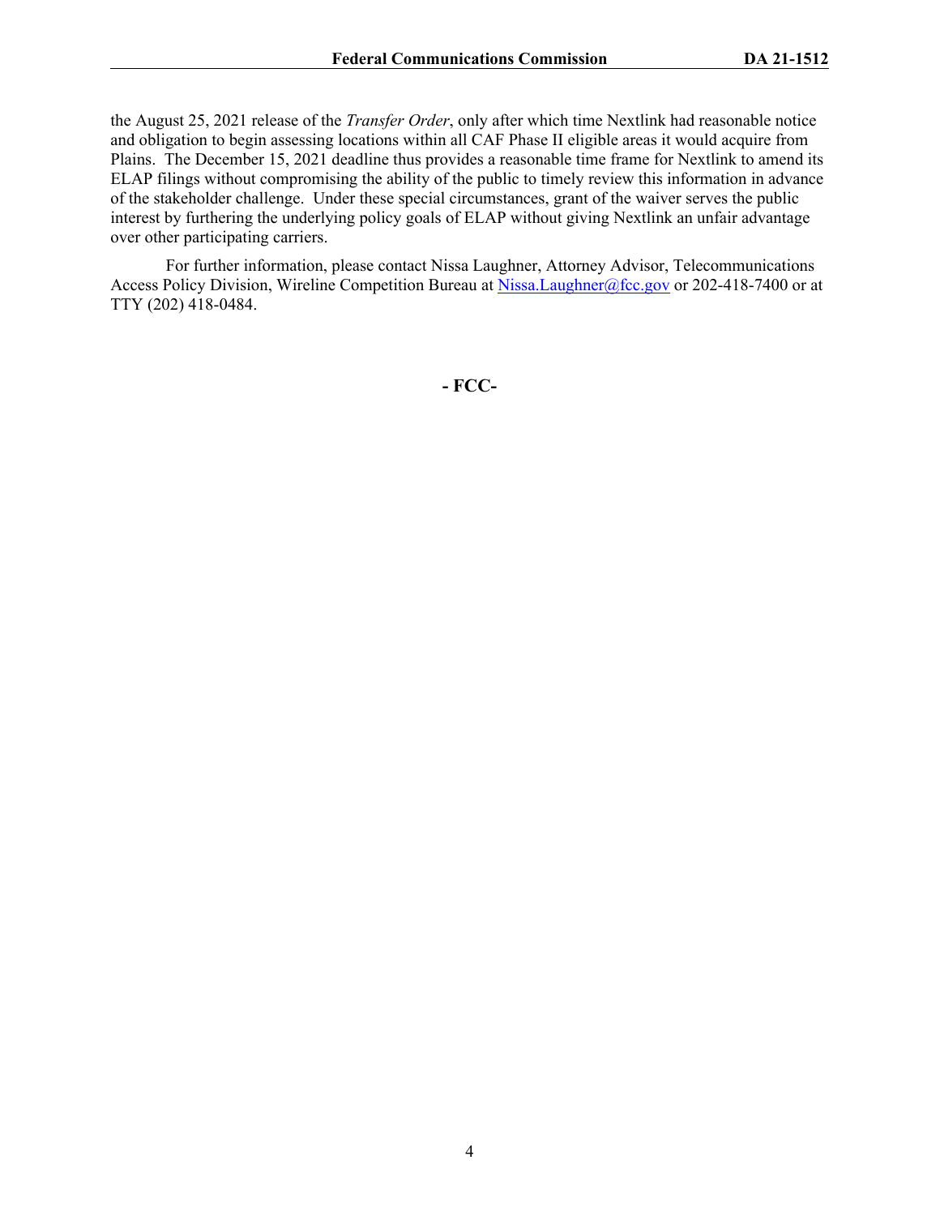the August 25, 2021 release of the *Transfer Order*, only after which time Nextlink had reasonable notice and obligation to begin assessing locations within all CAF Phase II eligible areas it would acquire from Plains. The December 15, 2021 deadline thus provides a reasonable time frame for Nextlink to amend its ELAP filings without compromising the ability of the public to timely review this information in advance of the stakeholder challenge. Under these special circumstances, grant of the waiver serves the public interest by furthering the underlying policy goals of ELAP without giving Nextlink an unfair advantage over other participating carriers.

For further information, please contact Nissa Laughner, Attorney Advisor, Telecommunications Access Policy Division, Wireline Competition Bureau at Nissa.Laughner@fcc.gov or 202-418-7400 or at TTY (202) 418-0484.

**- FCC-**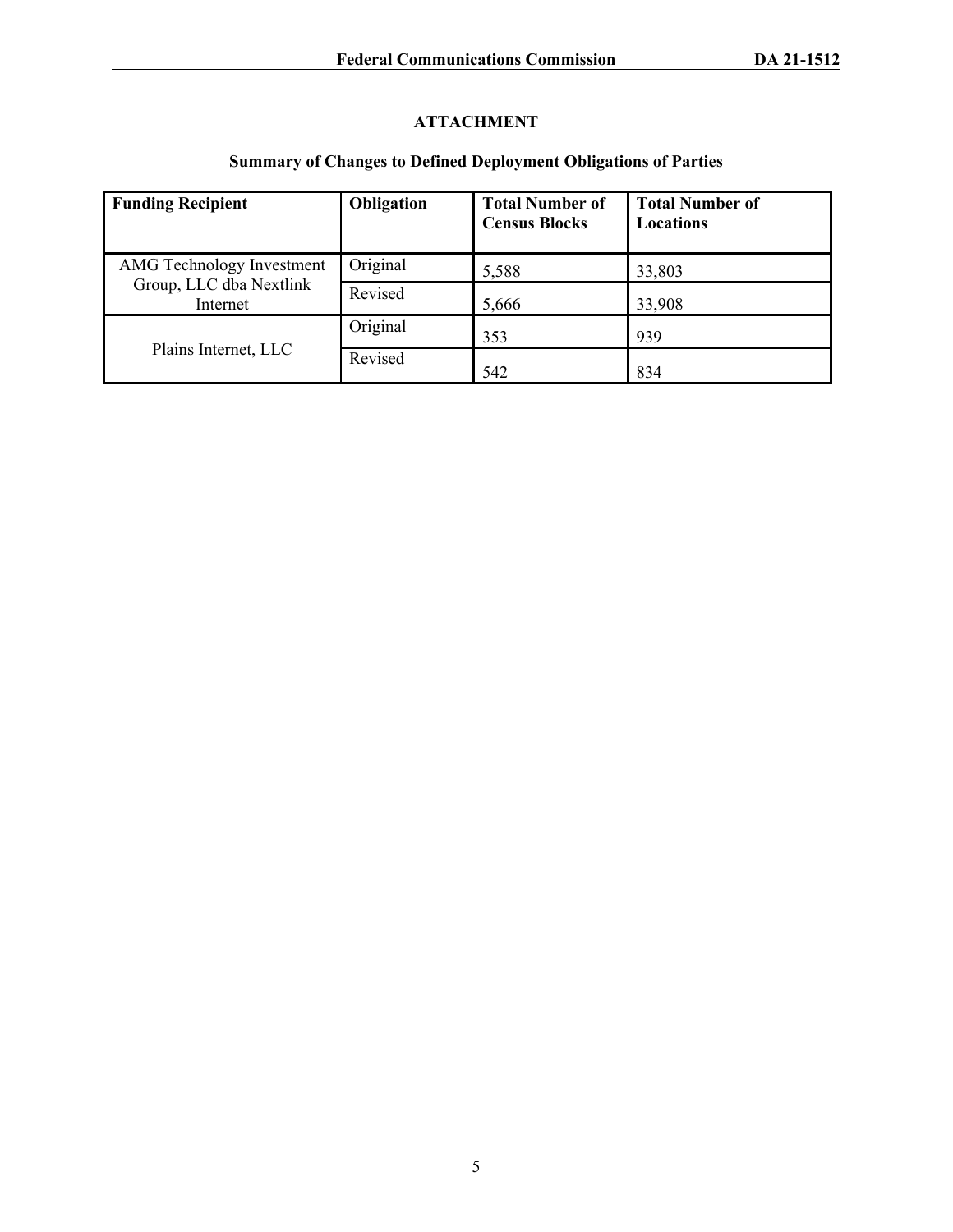## ATTACHMENT

### Summary of Changes to Defined Deployment Obligations of Parties

| Funding Recipient | Obligation | Total Number of Census Blocks | Total Number of Locations |
|---|---|---|---|
| AMG Technology Investment Group, LLC dba Nextlink Internet | Original | 5,588 | 33,803 |
| | Revised | 5,666 | 33,908 |
| Plains Internet, LLC | Original | 353 | 939 |
| | Revised | 542 | 834 |